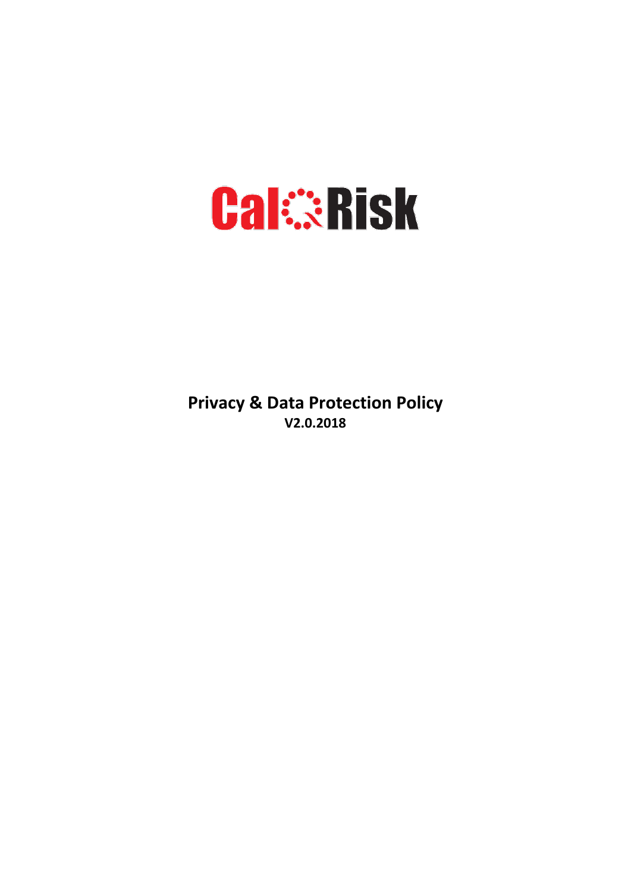CalQRisk

# Privacy & Data Protection Policy

**V2.0.2018**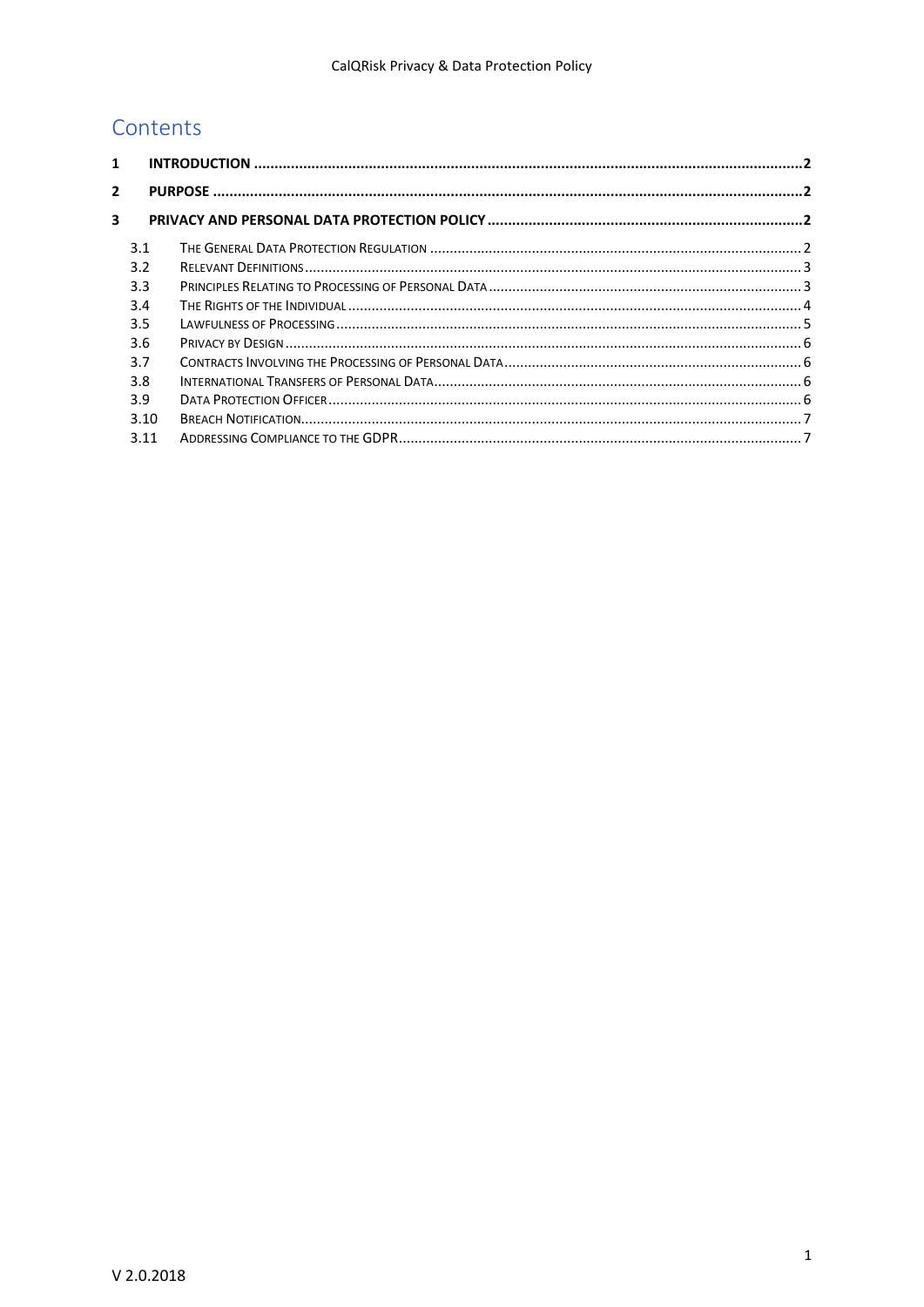# Contents

| | | |
|---|---|---|
| **1** | **INTRODUCTION** | **2** |
| **2** | **PURPOSE** | **2** |
| **3** | **PRIVACY AND PERSONAL DATA PROTECTION POLICY** | **2** |
| 3.1 | THE GENERAL DATA PROTECTION REGULATION | 2 |
| 3.2 | RELEVANT DEFINITIONS | 3 |
| 3.3 | PRINCIPLES RELATING TO PROCESSING OF PERSONAL DATA | 3 |
| 3.4 | THE RIGHTS OF THE INDIVIDUAL | 4 |
| 3.5 | LAWFULNESS OF PROCESSING | 5 |
| 3.6 | PRIVACY BY DESIGN | 6 |
| 3.7 | CONTRACTS INVOLVING THE PROCESSING OF PERSONAL DATA | 6 |
| 3.8 | INTERNATIONAL TRANSFERS OF PERSONAL DATA | 6 |
| 3.9 | DATA PROTECTION OFFICER | 6 |
| 3.10 | BREACH NOTIFICATION | 7 |
| 3.11 | ADDRESSING COMPLIANCE TO THE GDPR | 7 |

V 2.0.2018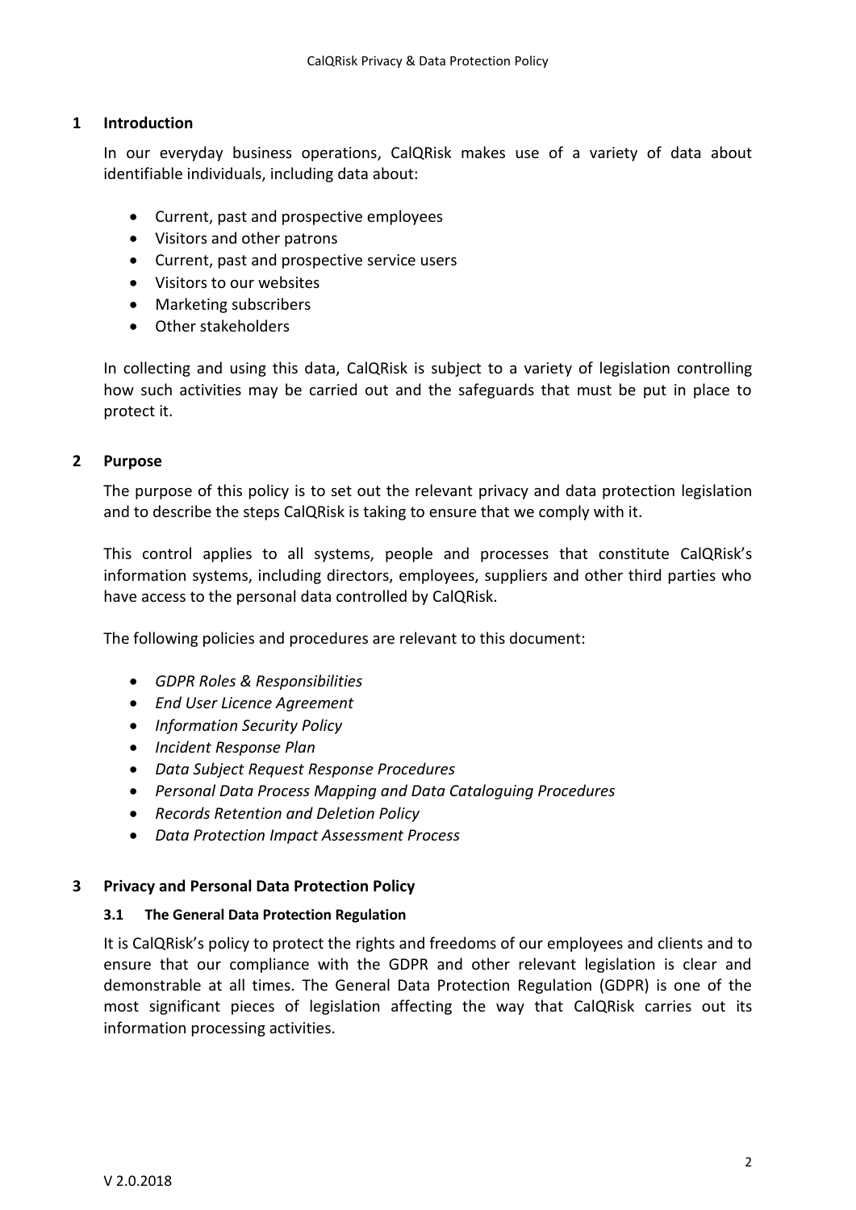## 1 Introduction

In our everyday business operations, CalQRisk makes use of a variety of data about identifiable individuals, including data about:

- Current, past and prospective employees
- Visitors and other patrons
- Current, past and prospective service users
- Visitors to our websites
- Marketing subscribers
- Other stakeholders

In collecting and using this data, CalQRisk is subject to a variety of legislation controlling how such activities may be carried out and the safeguards that must be put in place to protect it.

## 2 Purpose

The purpose of this policy is to set out the relevant privacy and data protection legislation and to describe the steps CalQRisk is taking to ensure that we comply with it.

This control applies to all systems, people and processes that constitute CalQRisk's information systems, including directors, employees, suppliers and other third parties who have access to the personal data controlled by CalQRisk.

The following policies and procedures are relevant to this document:

- *GDPR Roles & Responsibilities*
- *End User Licence Agreement*
- *Information Security Policy*
- *Incident Response Plan*
- *Data Subject Request Response Procedures*
- *Personal Data Process Mapping and Data Cataloguing Procedures*
- *Records Retention and Deletion Policy*
- *Data Protection Impact Assessment Process*

## 3 Privacy and Personal Data Protection Policy

### 3.1 The General Data Protection Regulation

It is CalQRisk's policy to protect the rights and freedoms of our employees and clients and to ensure that our compliance with the GDPR and other relevant legislation is clear and demonstrable at all times. The General Data Protection Regulation (GDPR) is one of the most significant pieces of legislation affecting the way that CalQRisk carries out its information processing activities.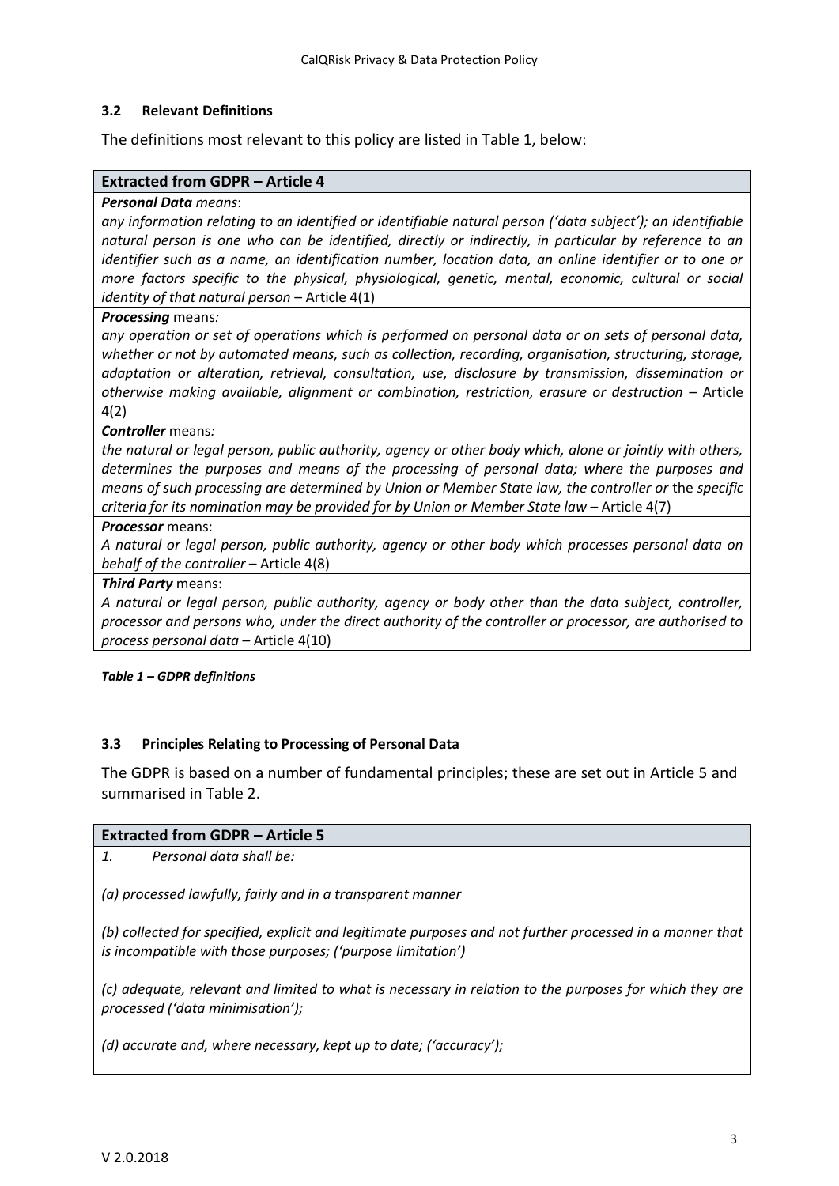### 3.2 Relevant Definitions

The definitions most relevant to this policy are listed in Table 1, below:

| Extracted from GDPR – Article 4 |
|---|
| ***Personal Data*** *means*:<br>*any information relating to an identified or identifiable natural person ('data subject'); an identifiable natural person is one who can be identified, directly or indirectly, in particular by reference to an identifier such as a name, an identification number, location data, an online identifier or to one or more factors specific to the physical, physiological, genetic, mental, economic, cultural or social identity of that natural person* – Article 4(1) |
| ***Processing*** means*:*<br>*any operation or set of operations which is performed on personal data or on sets of personal data, whether or not by automated means, such as collection, recording, organisation, structuring, storage, adaptation or alteration, retrieval, consultation, use, disclosure by transmission, dissemination or otherwise making available, alignment or combination, restriction, erasure or destruction* – Article 4(2) |
| ***Controller*** means*:*<br>*the natural or legal person, public authority, agency or other body which, alone or jointly with others, determines the purposes and means of the processing of personal data; where the purposes and means of such processing are determined by Union or Member State law, the controller or* the *specific criteria for its nomination may be provided for by Union or Member State law* – Article 4(7) |
| ***Processor*** means:<br>*A natural or legal person, public authority, agency or other body which processes personal data on behalf of the controller* – Article 4(8) |
| ***Third Party*** means:<br>*A natural or legal person, public authority, agency or body other than the data subject, controller, processor and persons who, under the direct authority of the controller or processor, are authorised to process personal data* – Article 4(10) |

***Table 1 – GDPR definitions***

### 3.3 Principles Relating to Processing of Personal Data

The GDPR is based on a number of fundamental principles; these are set out in Article 5 and summarised in Table 2.

| Extracted from GDPR – Article 5 |
|---|
| *1. Personal data shall be:*<br><br>*(a) processed lawfully, fairly and in a transparent manner*<br><br>*(b) collected for specified, explicit and legitimate purposes and not further processed in a manner that is incompatible with those purposes; ('purpose limitation')*<br><br>*(c) adequate, relevant and limited to what is necessary in relation to the purposes for which they are processed ('data minimisation');*<br><br>*(d) accurate and, where necessary, kept up to date; ('accuracy');* |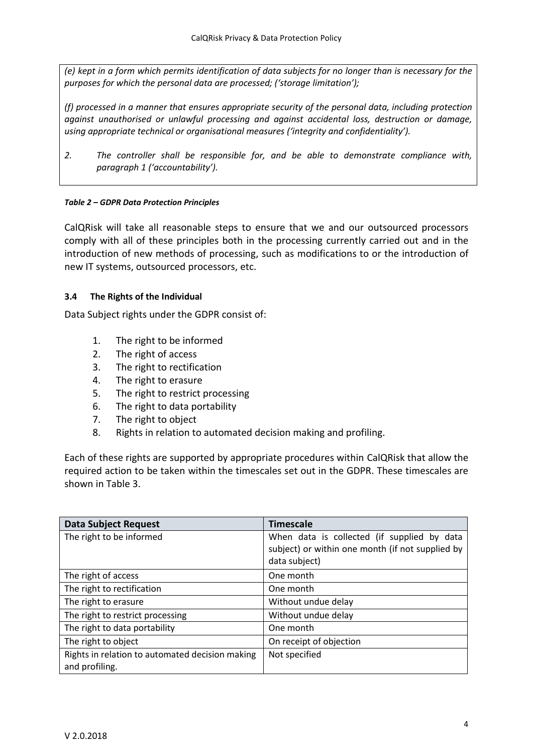*(e) kept in a form which permits identification of data subjects for no longer than is necessary for the purposes for which the personal data are processed; ('storage limitation');*

*(f) processed in a manner that ensures appropriate security of the personal data, including protection against unauthorised or unlawful processing and against accidental loss, destruction or damage, using appropriate technical or organisational measures ('integrity and confidentiality').*

*2. The controller shall be responsible for, and be able to demonstrate compliance with, paragraph 1 ('accountability').*

***Table 2 – GDPR Data Protection Principles***

CalQRisk will take all reasonable steps to ensure that we and our outsourced processors comply with all of these principles both in the processing currently carried out and in the introduction of new methods of processing, such as modifications to or the introduction of new IT systems, outsourced processors, etc.

### 3.4 The Rights of the Individual

Data Subject rights under the GDPR consist of:

1. The right to be informed
2. The right of access
3. The right to rectification
4. The right to erasure
5. The right to restrict processing
6. The right to data portability
7. The right to object
8. Rights in relation to automated decision making and profiling.

Each of these rights are supported by appropriate procedures within CalQRisk that allow the required action to be taken within the timescales set out in the GDPR. These timescales are shown in Table 3.

| Data Subject Request | Timescale |
|---|---|
| The right to be informed | When data is collected (if supplied by data subject) or within one month (if not supplied by data subject) |
| The right of access | One month |
| The right to rectification | One month |
| The right to erasure | Without undue delay |
| The right to restrict processing | Without undue delay |
| The right to data portability | One month |
| The right to object | On receipt of objection |
| Rights in relation to automated decision making and profiling. | Not specified |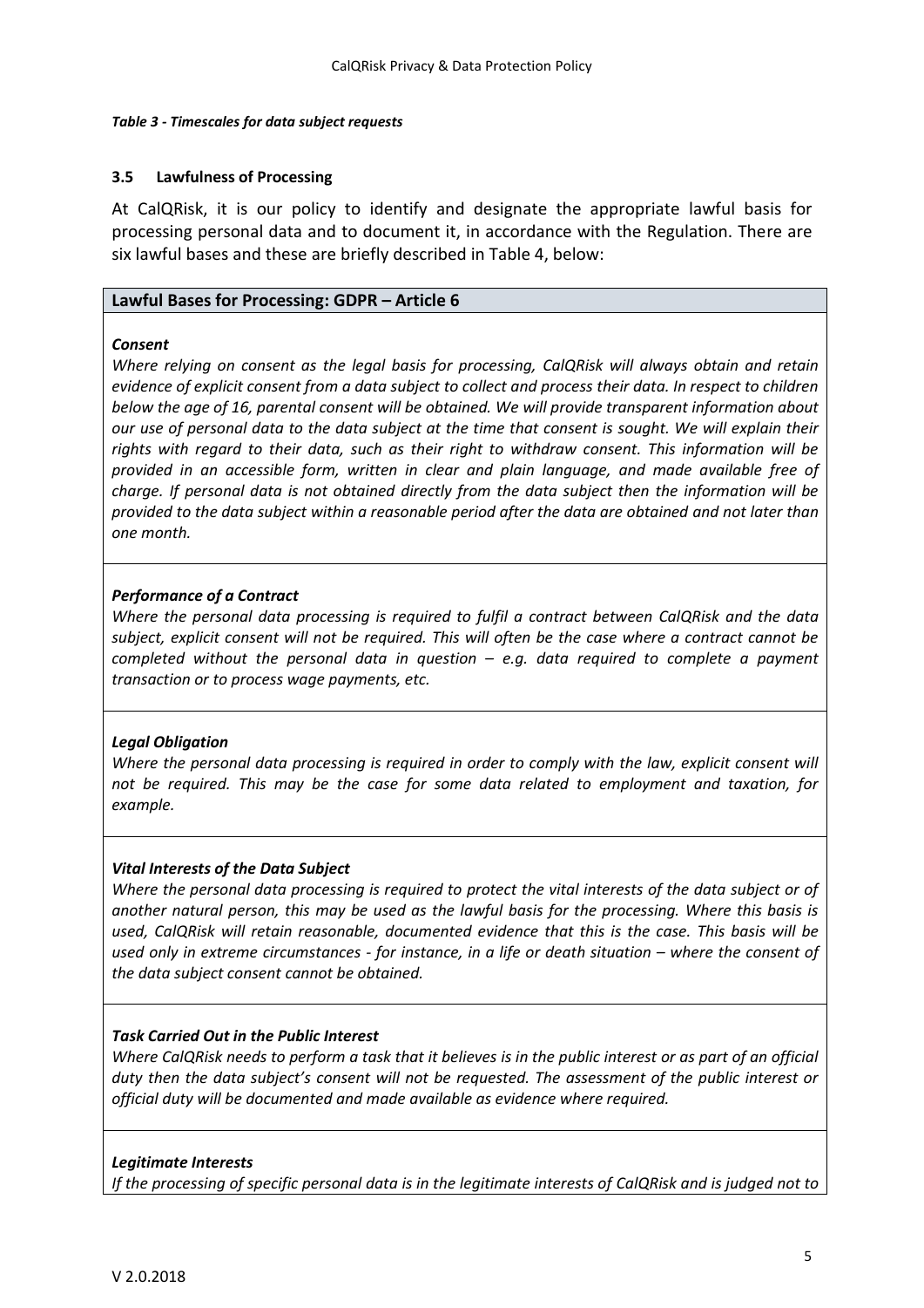***Table 3 - Timescales for data subject requests***

### 3.5 Lawfulness of Processing

At CalQRisk, it is our policy to identify and designate the appropriate lawful basis for processing personal data and to document it, in accordance with the Regulation. There are six lawful bases and these are briefly described in Table 4, below:

| **Lawful Bases for Processing: GDPR – Article 6** |
|---|
| ***Consent***<br>*Where relying on consent as the legal basis for processing, CalQRisk will always obtain and retain evidence of explicit consent from a data subject to collect and process their data. In respect to children below the age of 16, parental consent will be obtained. We will provide transparent information about our use of personal data to the data subject at the time that consent is sought. We will explain their rights with regard to their data, such as their right to withdraw consent. This information will be provided in an accessible form, written in clear and plain language, and made available free of charge. If personal data is not obtained directly from the data subject then the information will be provided to the data subject within a reasonable period after the data are obtained and not later than one month.* |
| ***Performance of a Contract***<br>*Where the personal data processing is required to fulfil a contract between CalQRisk and the data subject, explicit consent will not be required. This will often be the case where a contract cannot be completed without the personal data in question – e.g. data required to complete a payment transaction or to process wage payments, etc.* |
| ***Legal Obligation***<br>*Where the personal data processing is required in order to comply with the law, explicit consent will not be required. This may be the case for some data related to employment and taxation, for example.* |
| ***Vital Interests of the Data Subject***<br>*Where the personal data processing is required to protect the vital interests of the data subject or of another natural person, this may be used as the lawful basis for the processing. Where this basis is used, CalQRisk will retain reasonable, documented evidence that this is the case. This basis will be used only in extreme circumstances - for instance, in a life or death situation – where the consent of the data subject consent cannot be obtained.* |
| ***Task Carried Out in the Public Interest***<br>*Where CalQRisk needs to perform a task that it believes is in the public interest or as part of an official duty then the data subject's consent will not be requested. The assessment of the public interest or official duty will be documented and made available as evidence where required.* |
| ***Legitimate Interests***<br>*If the processing of specific personal data is in the legitimate interests of CalQRisk and is judged not to* |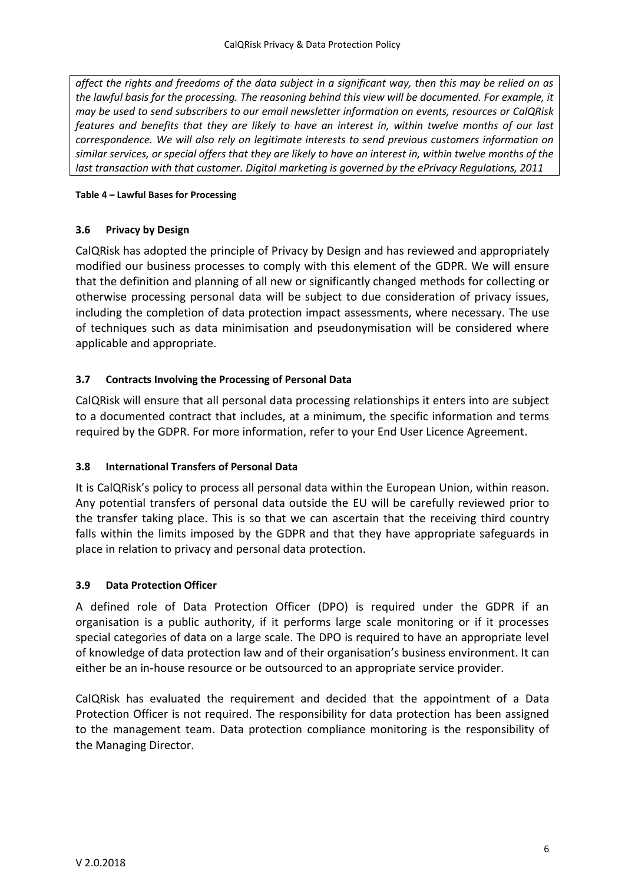| *affect the rights and freedoms of the data subject in a significant way, then this may be relied on as the lawful basis for the processing. The reasoning behind this view will be documented. For example, it may be used to send subscribers to our email newsletter information on events, resources or CalQRisk features and benefits that they are likely to have an interest in, within twelve months of our last correspondence. We will also rely on legitimate interests to send previous customers information on similar services, or special offers that they are likely to have an interest in, within twelve months of the last transaction with that customer. Digital marketing is governed by the ePrivacy Regulations, 2011* |
|---|

**Table 4 – Lawful Bases for Processing**

### 3.6 Privacy by Design

CalQRisk has adopted the principle of Privacy by Design and has reviewed and appropriately modified our business processes to comply with this element of the GDPR. We will ensure that the definition and planning of all new or significantly changed methods for collecting or otherwise processing personal data will be subject to due consideration of privacy issues, including the completion of data protection impact assessments, where necessary. The use of techniques such as data minimisation and pseudonymisation will be considered where applicable and appropriate.

### 3.7 Contracts Involving the Processing of Personal Data

CalQRisk will ensure that all personal data processing relationships it enters into are subject to a documented contract that includes, at a minimum, the specific information and terms required by the GDPR. For more information, refer to your End User Licence Agreement.

### 3.8 International Transfers of Personal Data

It is CalQRisk's policy to process all personal data within the European Union, within reason. Any potential transfers of personal data outside the EU will be carefully reviewed prior to the transfer taking place. This is so that we can ascertain that the receiving third country falls within the limits imposed by the GDPR and that they have appropriate safeguards in place in relation to privacy and personal data protection.

### 3.9 Data Protection Officer

A defined role of Data Protection Officer (DPO) is required under the GDPR if an organisation is a public authority, if it performs large scale monitoring or if it processes special categories of data on a large scale. The DPO is required to have an appropriate level of knowledge of data protection law and of their organisation's business environment. It can either be an in-house resource or be outsourced to an appropriate service provider.

CalQRisk has evaluated the requirement and decided that the appointment of a Data Protection Officer is not required. The responsibility for data protection has been assigned to the management team. Data protection compliance monitoring is the responsibility of the Managing Director.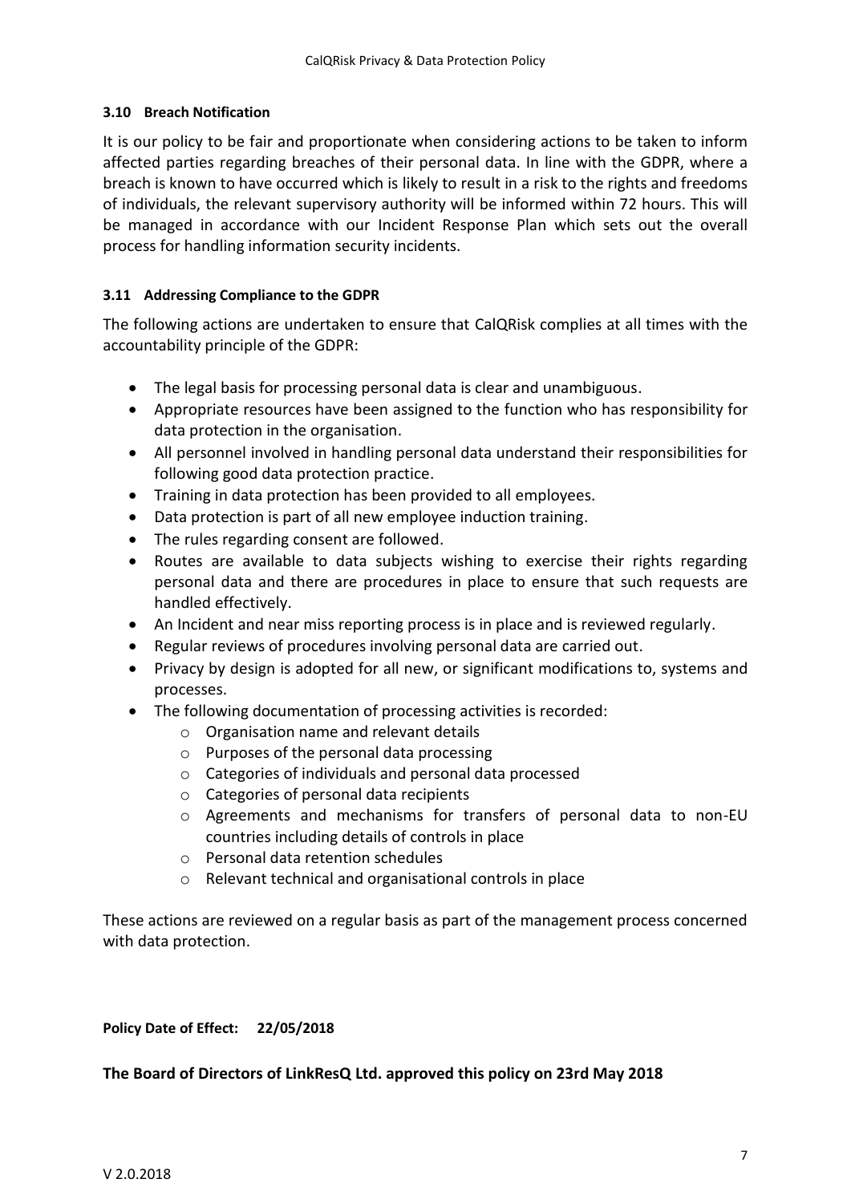#### 3.10 Breach Notification

It is our policy to be fair and proportionate when considering actions to be taken to inform affected parties regarding breaches of their personal data. In line with the GDPR, where a breach is known to have occurred which is likely to result in a risk to the rights and freedoms of individuals, the relevant supervisory authority will be informed within 72 hours. This will be managed in accordance with our Incident Response Plan which sets out the overall process for handling information security incidents.

#### 3.11 Addressing Compliance to the GDPR

The following actions are undertaken to ensure that CalQRisk complies at all times with the accountability principle of the GDPR:

- The legal basis for processing personal data is clear and unambiguous.
- Appropriate resources have been assigned to the function who has responsibility for data protection in the organisation.
- All personnel involved in handling personal data understand their responsibilities for following good data protection practice.
- Training in data protection has been provided to all employees.
- Data protection is part of all new employee induction training.
- The rules regarding consent are followed.
- Routes are available to data subjects wishing to exercise their rights regarding personal data and there are procedures in place to ensure that such requests are handled effectively.
- An Incident and near miss reporting process is in place and is reviewed regularly.
- Regular reviews of procedures involving personal data are carried out.
- Privacy by design is adopted for all new, or significant modifications to, systems and processes.
- The following documentation of processing activities is recorded:
  - Organisation name and relevant details
  - Purposes of the personal data processing
  - Categories of individuals and personal data processed
  - Categories of personal data recipients
  - Agreements and mechanisms for transfers of personal data to non-EU countries including details of controls in place
  - Personal data retention schedules
  - Relevant technical and organisational controls in place

These actions are reviewed on a regular basis as part of the management process concerned with data protection.

**Policy Date of Effect: 22/05/2018**

**The Board of Directors of LinkResQ Ltd. approved this policy on 23rd May 2018**

V 2.0.2018